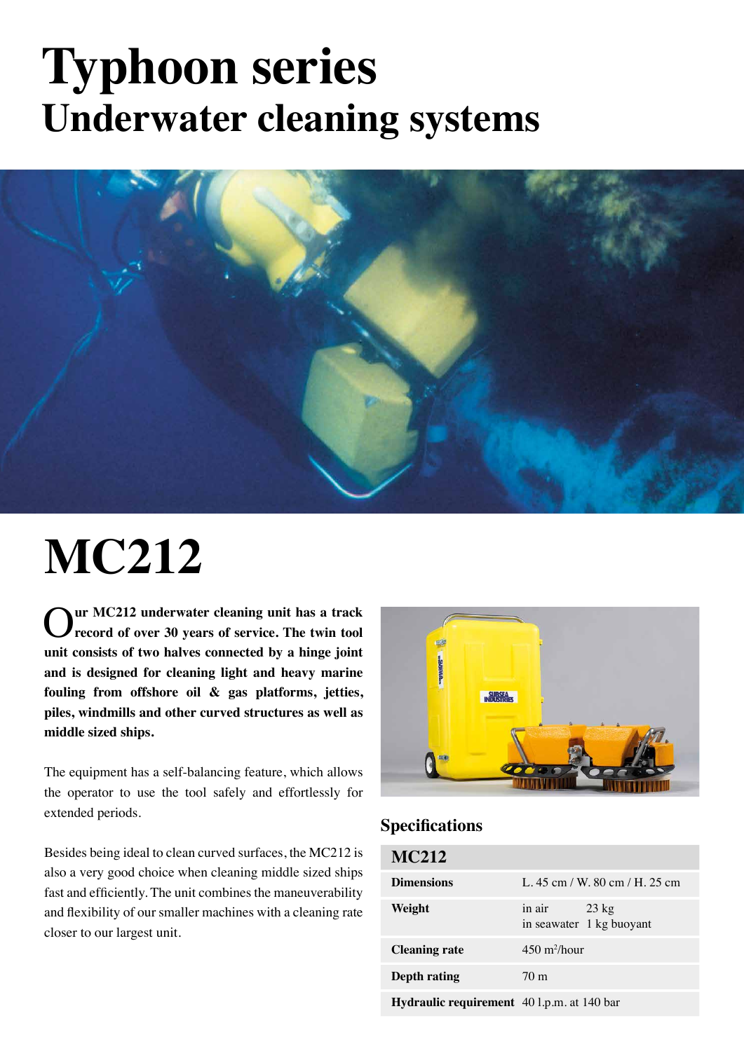# Typhoon series
## Underwater cleaning systems

# MC212

**Our MC212 underwater cleaning unit has a track record of over 30 years of service. The twin tool unit consists of two halves connected by a hinge joint and is designed for cleaning light and heavy marine fouling from offshore oil & gas platforms, jetties, piles, windmills and other curved structures as well as middle sized ships.**

The equipment has a self-balancing feature, which allows the operator to use the tool safely and effortlessly for extended periods.

Besides being ideal to clean curved surfaces, the MC212 is also a very good choice when cleaning middle sized ships fast and efficiently. The unit combines the maneuverability and flexibility of our smaller machines with a cleaning rate closer to our largest unit.

### Specifications

| MC212 | |
|---|---|
| **Dimensions** | L. 45 cm / W. 80 cm / H. 25 cm |
| **Weight** | in air 23 kg<br>in seawater 1 kg buoyant |
| **Cleaning rate** | 450 $m^2$/hour |
| **Depth rating** | 70 m |
| **Hydraulic requirement** | 40 l.p.m. at 140 bar |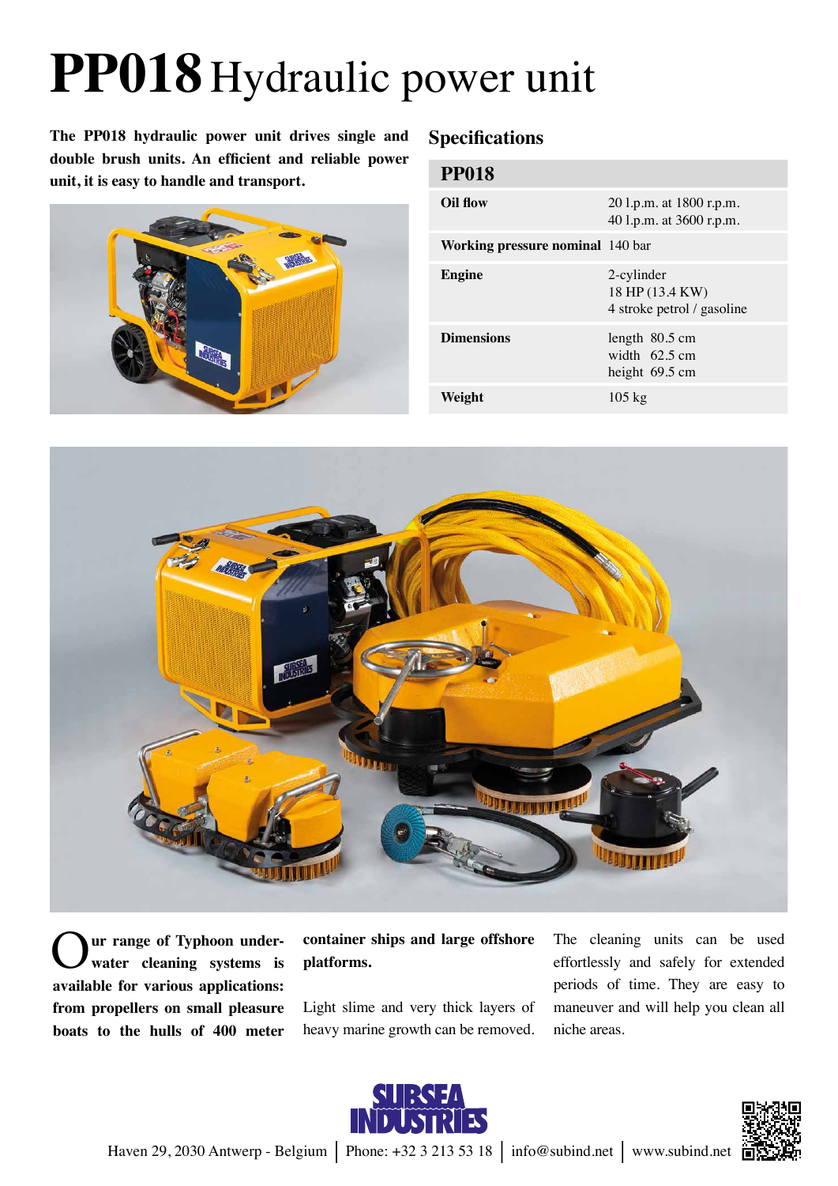# **PP018** Hydraulic power unit

**The PP018 hydraulic power unit drives single and double brush units. An efficient and reliable power unit, it is easy to handle and transport.**

## Specifications

| **PP018** | |
|---|---|
| **Oil flow** | 20 l.p.m. at 1800 r.p.m.<br>40 l.p.m. at 3600 r.p.m. |
| **Working pressure nominal** | 140 bar |
| **Engine** | 2-cylinder<br>18 HP (13.4 KW)<br>4 stroke petrol / gasoline |
| **Dimensions** | length 80.5 cm<br>width 62.5 cm<br>height 69.5 cm |
| **Weight** | 105 kg |

**Our range of Typhoon underwater cleaning systems is available for various applications: from propellers on small pleasure boats to the hulls of 400 meter container ships and large offshore platforms.**

Light slime and very thick layers of heavy marine growth can be removed.

The cleaning units can be used effortlessly and safely for extended periods of time. They are easy to maneuver and will help you clean all niche areas.

SUBSEA INDUSTRIES

Haven 29, 2030 Antwerp - Belgium | Phone: +32 3 213 53 18 | info@subind.net | www.subind.net